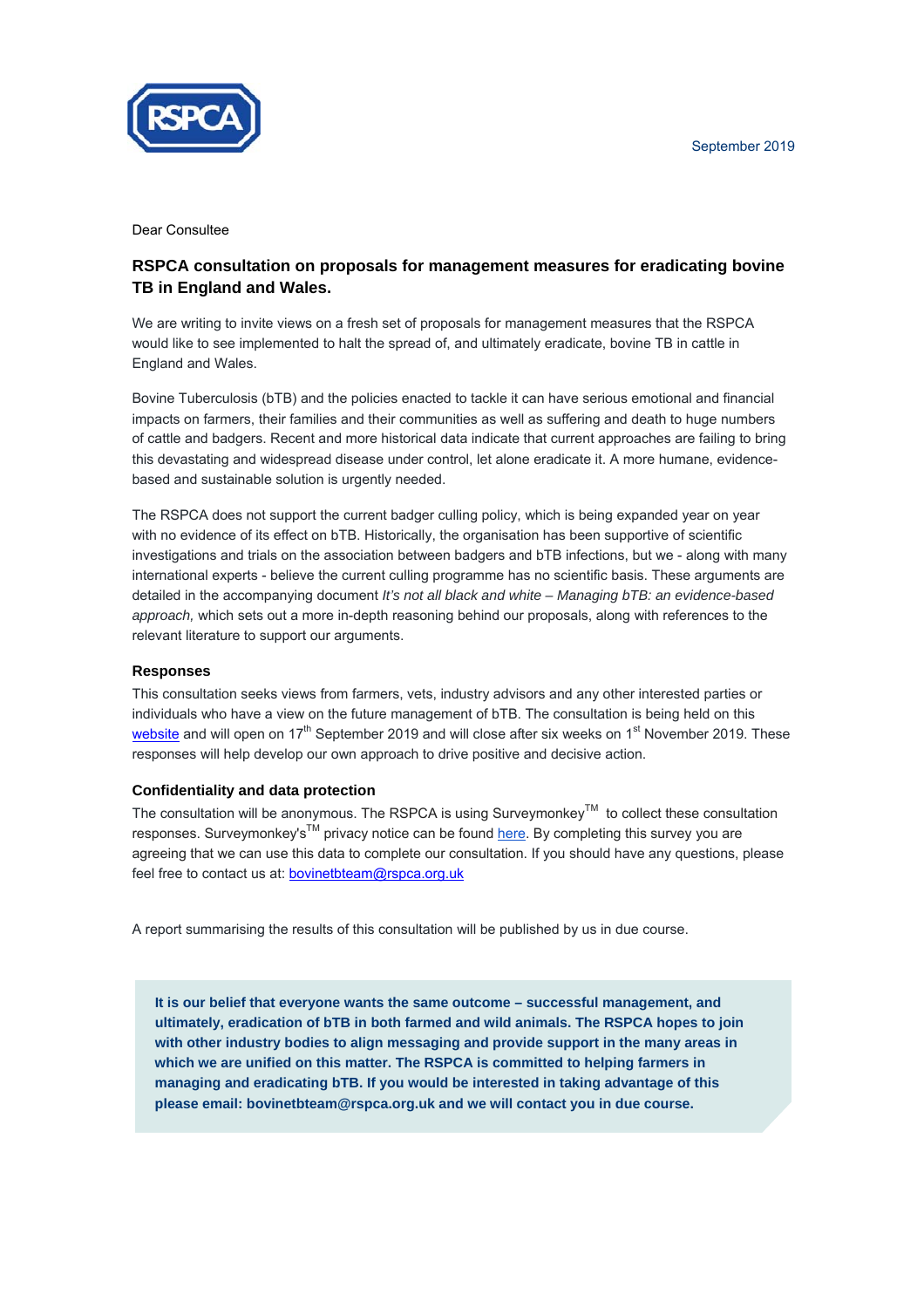September 2019

Dear Consultee

## RSPCA consultation on proposals for management measures for eradicating bovine TB in England and Wales.

We are writing to invite views on a fresh set of proposals for management measures that the RSPCA would like to see implemented to halt the spread of, and ultimately eradicate, bovine TB in cattle in England and Wales.

Bovine Tuberculosis (bTB) and the policies enacted to tackle it can have serious emotional and financial impacts on farmers, their families and their communities as well as suffering and death to huge numbers of cattle and badgers. Recent and more historical data indicate that current approaches are failing to bring this devastating and widespread disease under control, let alone eradicate it. A more humane, evidence-based and sustainable solution is urgently needed.

The RSPCA does not support the current badger culling policy, which is being expanded year on year with no evidence of its effect on bTB. Historically, the organisation has been supportive of scientific investigations and trials on the association between badgers and bTB infections, but we - along with many international experts - believe the current culling programme has no scientific basis. These arguments are detailed in the accompanying document *It's not all black and white – Managing bTB: an evidence-based approach,* which sets out a more in-depth reasoning behind our proposals, along with references to the relevant literature to support our arguments.

### Responses

This consultation seeks views from farmers, vets, industry advisors and any other interested parties or individuals who have a view on the future management of bTB. The consultation is being held on this website and will open on 17th September 2019 and will close after six weeks on 1st November 2019. These responses will help develop our own approach to drive positive and decisive action.

### Confidentiality and data protection

The consultation will be anonymous. The RSPCA is using Surveymonkey™ to collect these consultation responses. Surveymonkey's™ privacy notice can be found here. By completing this survey you are agreeing that we can use this data to complete our consultation. If you should have any questions, please feel free to contact us at: bovinetbteam@rspca.org.uk

A report summarising the results of this consultation will be published by us in due course.

**It is our belief that everyone wants the same outcome – successful management, and ultimately, eradication of bTB in both farmed and wild animals. The RSPCA hopes to join with other industry bodies to align messaging and provide support in the many areas in which we are unified on this matter. The RSPCA is committed to helping farmers in managing and eradicating bTB. If you would be interested in taking advantage of this please email: bovinetbteam@rspca.org.uk and we will contact you in due course.**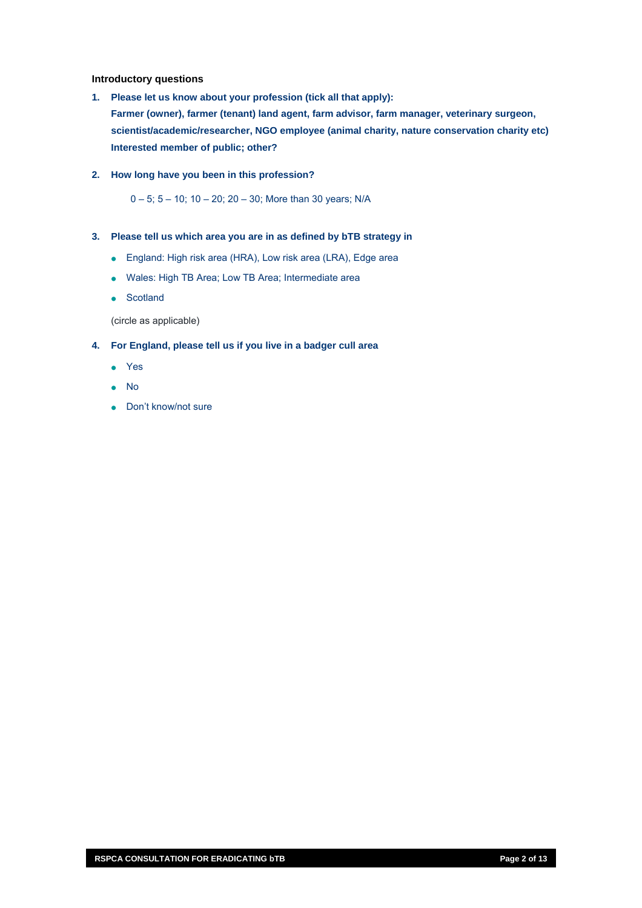**Introductory questions**

1. **Please let us know about your profession (tick all that apply):**
   **Farmer (owner), farmer (tenant) land agent, farm advisor, farm manager, veterinary surgeon, scientist/academic/researcher, NGO employee (animal charity, nature conservation charity etc) Interested member of public; other?**

2. **How long have you been in this profession?**

   0 – 5; 5 – 10; 10 – 20; 20 – 30; More than 30 years; N/A

3. **Please tell us which area you are in as defined by bTB strategy in**

   - England: High risk area (HRA), Low risk area (LRA), Edge area
   - Wales: High TB Area; Low TB Area; Intermediate area
   - Scotland

   (circle as applicable)

4. **For England, please tell us if you live in a badger cull area**

   - Yes
   - No
   - Don't know/not sure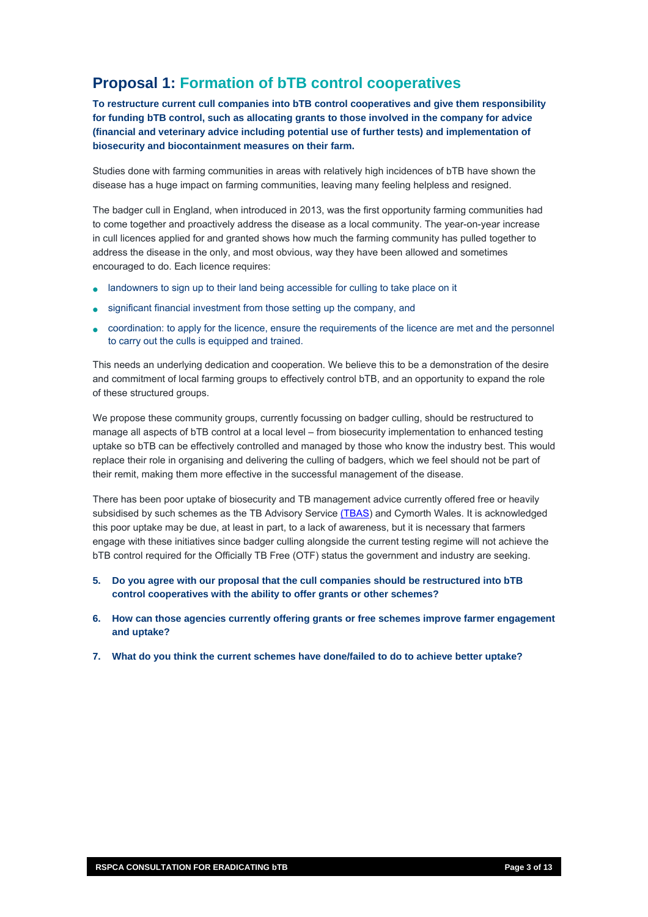## Proposal 1: Formation of bTB control cooperatives

**To restructure current cull companies into bTB control cooperatives and give them responsibility for funding bTB control, such as allocating grants to those involved in the company for advice (financial and veterinary advice including potential use of further tests) and implementation of biosecurity and biocontainment measures on their farm.**

Studies done with farming communities in areas with relatively high incidences of bTB have shown the disease has a huge impact on farming communities, leaving many feeling helpless and resigned.

The badger cull in England, when introduced in 2013, was the first opportunity farming communities had to come together and proactively address the disease as a local community. The year-on-year increase in cull licences applied for and granted shows how much the farming community has pulled together to address the disease in the only, and most obvious, way they have been allowed and sometimes encouraged to do. Each licence requires:

- landowners to sign up to their land being accessible for culling to take place on it
- significant financial investment from those setting up the company, and
- coordination: to apply for the licence, ensure the requirements of the licence are met and the personnel to carry out the culls is equipped and trained.

This needs an underlying dedication and cooperation. We believe this to be a demonstration of the desire and commitment of local farming groups to effectively control bTB, and an opportunity to expand the role of these structured groups.

We propose these community groups, currently focussing on badger culling, should be restructured to manage all aspects of bTB control at a local level – from biosecurity implementation to enhanced testing uptake so bTB can be effectively controlled and managed by those who know the industry best. This would replace their role in organising and delivering the culling of badgers, which we feel should not be part of their remit, making them more effective in the successful management of the disease.

There has been poor uptake of biosecurity and TB management advice currently offered free or heavily subsidised by such schemes as the TB Advisory Service (TBAS) and Cymorth Wales. It is acknowledged this poor uptake may be due, at least in part, to a lack of awareness, but it is necessary that farmers engage with these initiatives since badger culling alongside the current testing regime will not achieve the bTB control required for the Officially TB Free (OTF) status the government and industry are seeking.

5. **Do you agree with our proposal that the cull companies should be restructured into bTB control cooperatives with the ability to offer grants or other schemes?**
6. **How can those agencies currently offering grants or free schemes improve farmer engagement and uptake?**
7. **What do you think the current schemes have done/failed to do to achieve better uptake?**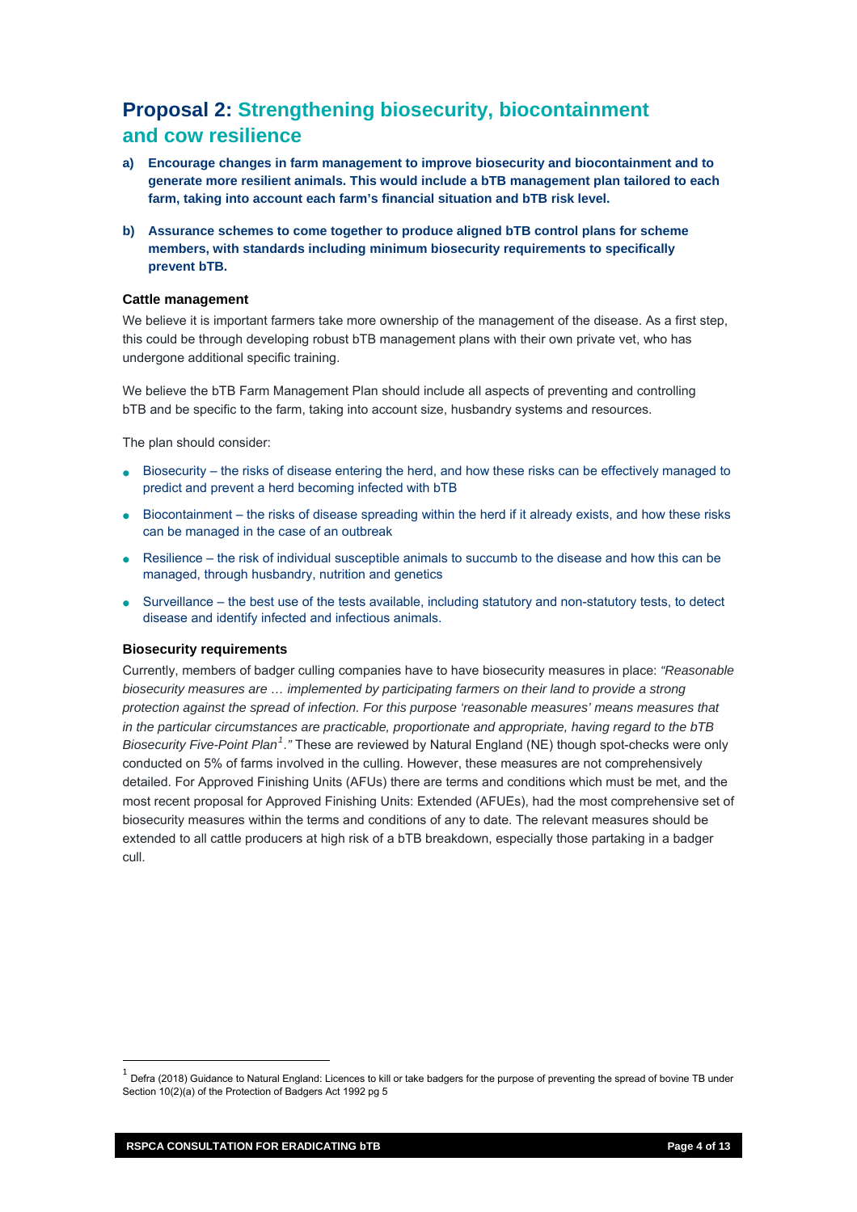## Proposal 2: Strengthening biosecurity, biocontainment and cow resilience

**a) Encourage changes in farm management to improve biosecurity and biocontainment and to generate more resilient animals. This would include a bTB management plan tailored to each farm, taking into account each farm's financial situation and bTB risk level.**

**b) Assurance schemes to come together to produce aligned bTB control plans for scheme members, with standards including minimum biosecurity requirements to specifically prevent bTB.**

### Cattle management

We believe it is important farmers take more ownership of the management of the disease. As a first step, this could be through developing robust bTB management plans with their own private vet, who has undergone additional specific training.

We believe the bTB Farm Management Plan should include all aspects of preventing and controlling bTB and be specific to the farm, taking into account size, husbandry systems and resources.

The plan should consider:

- Biosecurity – the risks of disease entering the herd, and how these risks can be effectively managed to predict and prevent a herd becoming infected with bTB
- Biocontainment – the risks of disease spreading within the herd if it already exists, and how these risks can be managed in the case of an outbreak
- Resilience – the risk of individual susceptible animals to succumb to the disease and how this can be managed, through husbandry, nutrition and genetics
- Surveillance – the best use of the tests available, including statutory and non-statutory tests, to detect disease and identify infected and infectious animals.

### Biosecurity requirements

Currently, members of badger culling companies have to have biosecurity measures in place: *"Reasonable biosecurity measures are … implemented by participating farmers on their land to provide a strong protection against the spread of infection. For this purpose 'reasonable measures' means measures that in the particular circumstances are practicable, proportionate and appropriate, having regard to the bTB Biosecurity Five-Point Plan[1]."* These are reviewed by Natural England (NE) though spot-checks were only conducted on 5% of farms involved in the culling. However, these measures are not comprehensively detailed. For Approved Finishing Units (AFUs) there are terms and conditions which must be met, and the most recent proposal for Approved Finishing Units: Extended (AFUEs), had the most comprehensive set of biosecurity measures within the terms and conditions of any to date. The relevant measures should be extended to all cattle producers at high risk of a bTB breakdown, especially those partaking in a badger cull.

[1] Defra (2018) Guidance to Natural England: Licences to kill or take badgers for the purpose of preventing the spread of bovine TB under Section 10(2)(a) of the Protection of Badgers Act 1992 pg 5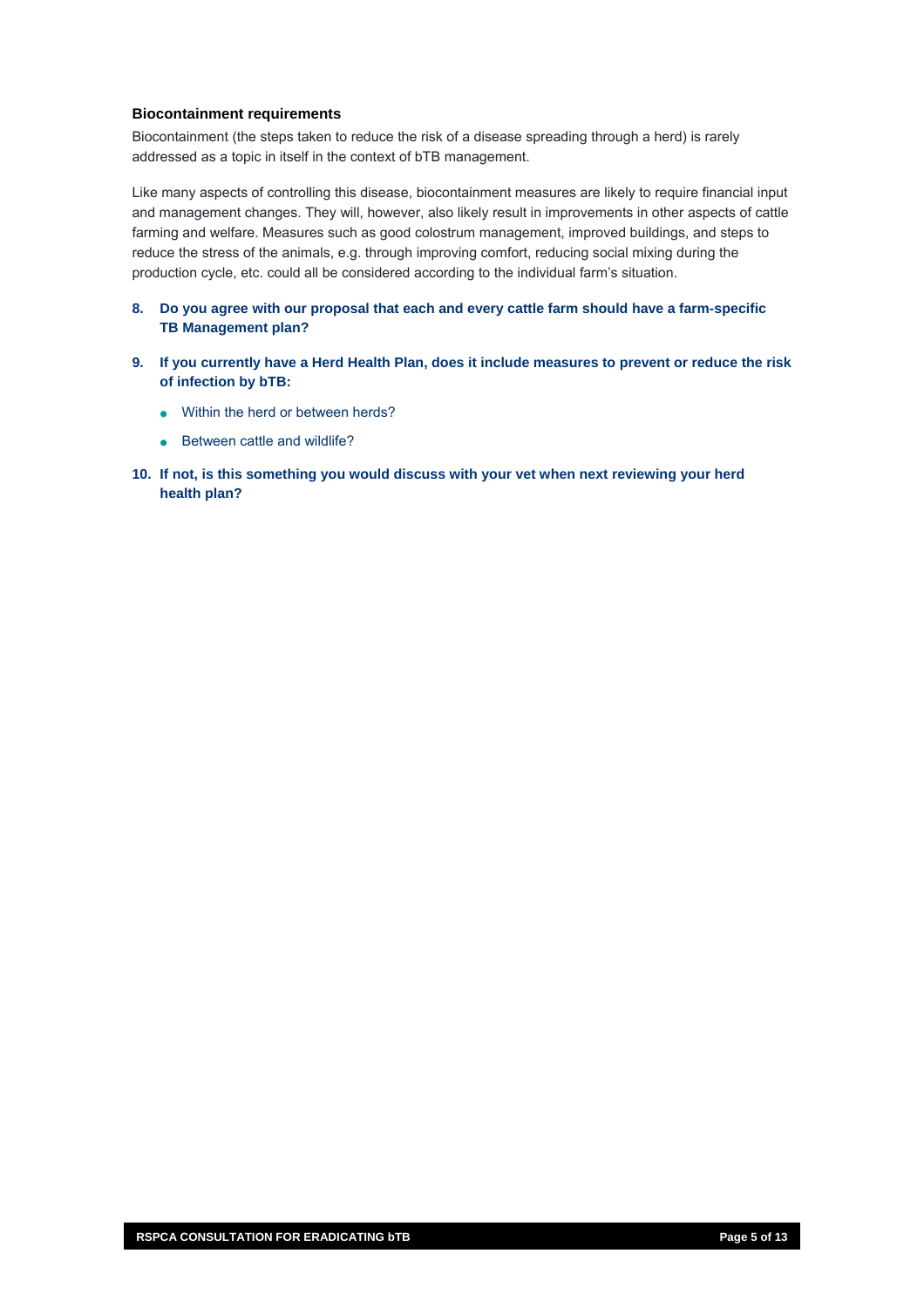### Biocontainment requirements

Biocontainment (the steps taken to reduce the risk of a disease spreading through a herd) is rarely addressed as a topic in itself in the context of bTB management.

Like many aspects of controlling this disease, biocontainment measures are likely to require financial input and management changes. They will, however, also likely result in improvements in other aspects of cattle farming and welfare. Measures such as good colostrum management, improved buildings, and steps to reduce the stress of the animals, e.g. through improving comfort, reducing social mixing during the production cycle, etc. could all be considered according to the individual farm's situation.

8. **Do you agree with our proposal that each and every cattle farm should have a farm-specific TB Management plan?**

9. **If you currently have a Herd Health Plan, does it include measures to prevent or reduce the risk of infection by bTB:**
   - Within the herd or between herds?
   - Between cattle and wildlife?

10. **If not, is this something you would discuss with your vet when next reviewing your herd health plan?**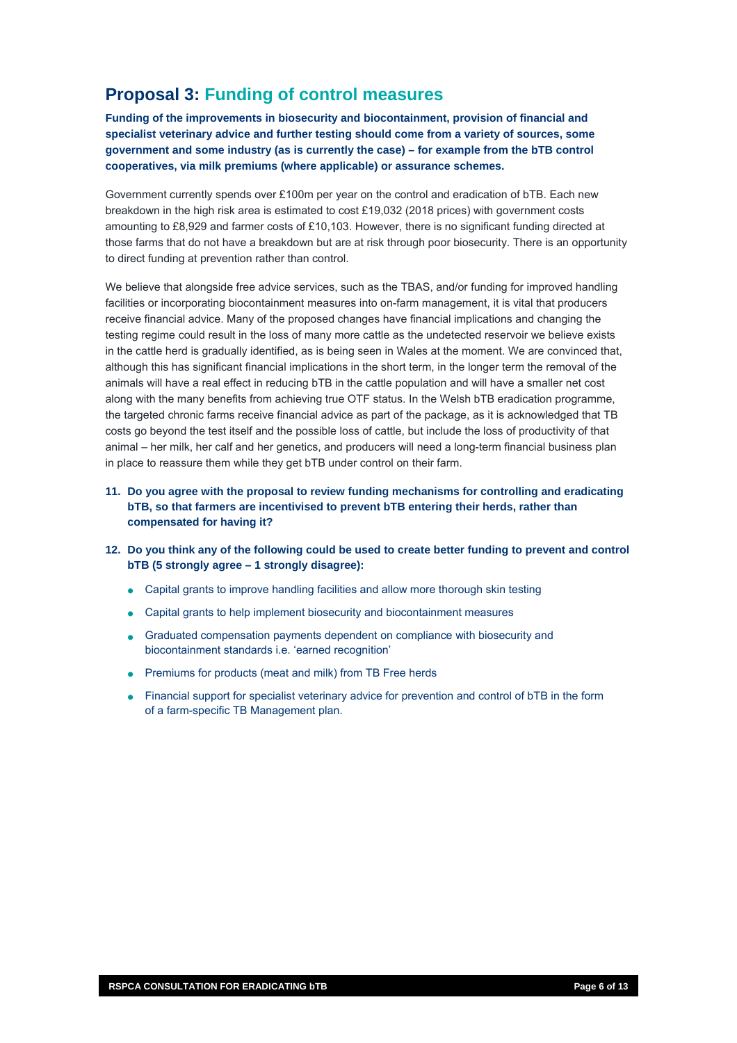## Proposal 3: Funding of control measures

**Funding of the improvements in biosecurity and biocontainment, provision of financial and specialist veterinary advice and further testing should come from a variety of sources, some government and some industry (as is currently the case) – for example from the bTB control cooperatives, via milk premiums (where applicable) or assurance schemes.**

Government currently spends over £100m per year on the control and eradication of bTB. Each new breakdown in the high risk area is estimated to cost £19,032 (2018 prices) with government costs amounting to £8,929 and farmer costs of £10,103. However, there is no significant funding directed at those farms that do not have a breakdown but are at risk through poor biosecurity. There is an opportunity to direct funding at prevention rather than control.

We believe that alongside free advice services, such as the TBAS, and/or funding for improved handling facilities or incorporating biocontainment measures into on-farm management, it is vital that producers receive financial advice. Many of the proposed changes have financial implications and changing the testing regime could result in the loss of many more cattle as the undetected reservoir we believe exists in the cattle herd is gradually identified, as is being seen in Wales at the moment. We are convinced that, although this has significant financial implications in the short term, in the longer term the removal of the animals will have a real effect in reducing bTB in the cattle population and will have a smaller net cost along with the many benefits from achieving true OTF status. In the Welsh bTB eradication programme, the targeted chronic farms receive financial advice as part of the package, as it is acknowledged that TB costs go beyond the test itself and the possible loss of cattle, but include the loss of productivity of that animal – her milk, her calf and her genetics, and producers will need a long-term financial business plan in place to reassure them while they get bTB under control on their farm.

11. **Do you agree with the proposal to review funding mechanisms for controlling and eradicating bTB, so that farmers are incentivised to prevent bTB entering their herds, rather than compensated for having it?**

12. **Do you think any of the following could be used to create better funding to prevent and control bTB (5 strongly agree – 1 strongly disagree):**

    - Capital grants to improve handling facilities and allow more thorough skin testing
    - Capital grants to help implement biosecurity and biocontainment measures
    - Graduated compensation payments dependent on compliance with biosecurity and biocontainment standards i.e. 'earned recognition'
    - Premiums for products (meat and milk) from TB Free herds
    - Financial support for specialist veterinary advice for prevention and control of bTB in the form of a farm-specific TB Management plan.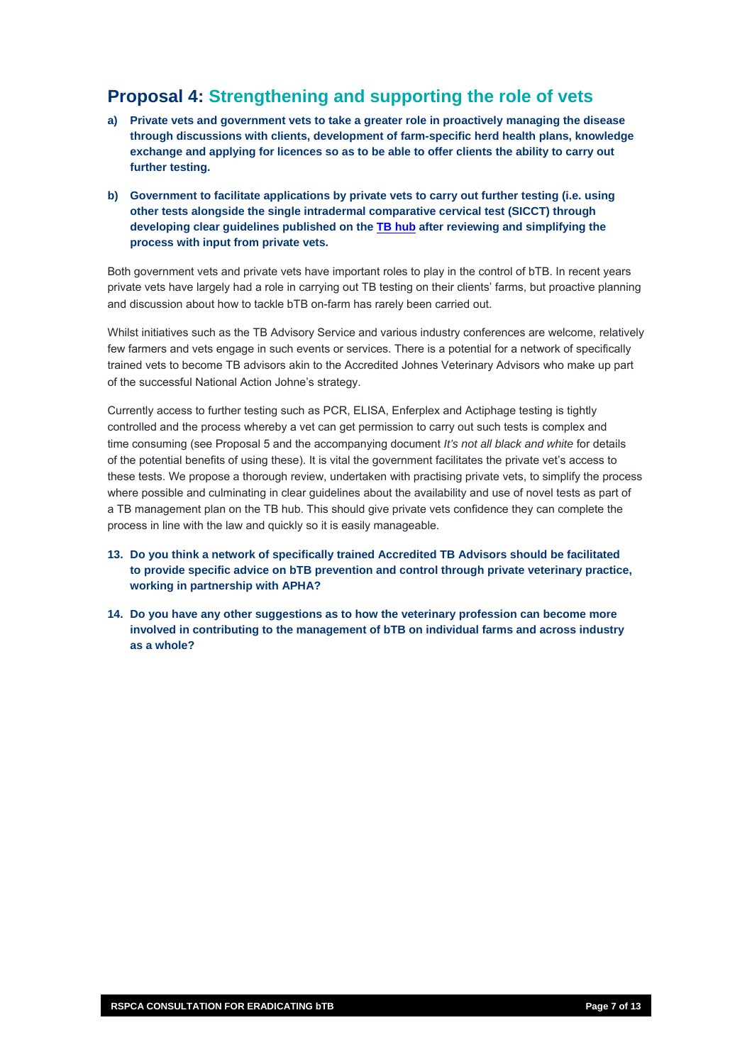## Proposal 4: Strengthening and supporting the role of vets

**a) Private vets and government vets to take a greater role in proactively managing the disease through discussions with clients, development of farm-specific herd health plans, knowledge exchange and applying for licences so as to be able to offer clients the ability to carry out further testing.**

**b) Government to facilitate applications by private vets to carry out further testing (i.e. using other tests alongside the single intradermal comparative cervical test (SICCT) through developing clear guidelines published on the [TB hub](TB hub) after reviewing and simplifying the process with input from private vets.**

Both government vets and private vets have important roles to play in the control of bTB. In recent years private vets have largely had a role in carrying out TB testing on their clients' farms, but proactive planning and discussion about how to tackle bTB on-farm has rarely been carried out.

Whilst initiatives such as the TB Advisory Service and various industry conferences are welcome, relatively few farmers and vets engage in such events or services. There is a potential for a network of specifically trained vets to become TB advisors akin to the Accredited Johnes Veterinary Advisors who make up part of the successful National Action Johne's strategy.

Currently access to further testing such as PCR, ELISA, Enferplex and Actiphage testing is tightly controlled and the process whereby a vet can get permission to carry out such tests is complex and time consuming (see Proposal 5 and the accompanying document *It's not all black and white* for details of the potential benefits of using these). It is vital the government facilitates the private vet's access to these tests. We propose a thorough review, undertaken with practising private vets, to simplify the process where possible and culminating in clear guidelines about the availability and use of novel tests as part of a TB management plan on the TB hub. This should give private vets confidence they can complete the process in line with the law and quickly so it is easily manageable.

**13. Do you think a network of specifically trained Accredited TB Advisors should be facilitated to provide specific advice on bTB prevention and control through private veterinary practice, working in partnership with APHA?**

**14. Do you have any other suggestions as to how the veterinary profession can become more involved in contributing to the management of bTB on individual farms and across industry as a whole?**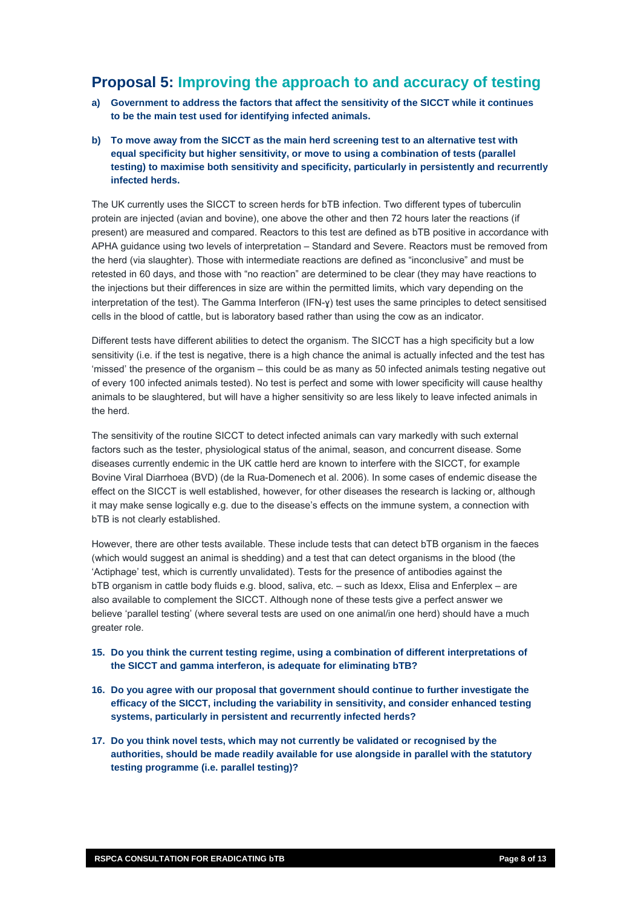## Proposal 5: Improving the approach to and accuracy of testing

**a) Government to address the factors that affect the sensitivity of the SICCT while it continues to be the main test used for identifying infected animals.**

**b) To move away from the SICCT as the main herd screening test to an alternative test with equal specificity but higher sensitivity, or move to using a combination of tests (parallel testing) to maximise both sensitivity and specificity, particularly in persistently and recurrently infected herds.**

The UK currently uses the SICCT to screen herds for bTB infection. Two different types of tuberculin protein are injected (avian and bovine), one above the other and then 72 hours later the reactions (if present) are measured and compared. Reactors to this test are defined as bTB positive in accordance with APHA guidance using two levels of interpretation – Standard and Severe. Reactors must be removed from the herd (via slaughter). Those with intermediate reactions are defined as "inconclusive" and must be retested in 60 days, and those with "no reaction" are determined to be clear (they may have reactions to the injections but their differences in size are within the permitted limits, which vary depending on the interpretation of the test). The Gamma Interferon (IFN-ɣ) test uses the same principles to detect sensitised cells in the blood of cattle, but is laboratory based rather than using the cow as an indicator.

Different tests have different abilities to detect the organism. The SICCT has a high specificity but a low sensitivity (i.e. if the test is negative, there is a high chance the animal is actually infected and the test has 'missed' the presence of the organism – this could be as many as 50 infected animals testing negative out of every 100 infected animals tested). No test is perfect and some with lower specificity will cause healthy animals to be slaughtered, but will have a higher sensitivity so are less likely to leave infected animals in the herd.

The sensitivity of the routine SICCT to detect infected animals can vary markedly with such external factors such as the tester, physiological status of the animal, season, and concurrent disease. Some diseases currently endemic in the UK cattle herd are known to interfere with the SICCT, for example Bovine Viral Diarrhoea (BVD) (de la Rua-Domenech et al. 2006). In some cases of endemic disease the effect on the SICCT is well established, however, for other diseases the research is lacking or, although it may make sense logically e.g. due to the disease's effects on the immune system, a connection with bTB is not clearly established.

However, there are other tests available. These include tests that can detect bTB organism in the faeces (which would suggest an animal is shedding) and a test that can detect organisms in the blood (the 'Actiphage' test, which is currently unvalidated). Tests for the presence of antibodies against the bTB organism in cattle body fluids e.g. blood, saliva, etc. – such as Idexx, Elisa and Enferplex – are also available to complement the SICCT. Although none of these tests give a perfect answer we believe 'parallel testing' (where several tests are used on one animal/in one herd) should have a much greater role.

15. **Do you think the current testing regime, using a combination of different interpretations of the SICCT and gamma interferon, is adequate for eliminating bTB?**

16. **Do you agree with our proposal that government should continue to further investigate the efficacy of the SICCT, including the variability in sensitivity, and consider enhanced testing systems, particularly in persistent and recurrently infected herds?**

17. **Do you think novel tests, which may not currently be validated or recognised by the authorities, should be made readily available for use alongside in parallel with the statutory testing programme (i.e. parallel testing)?**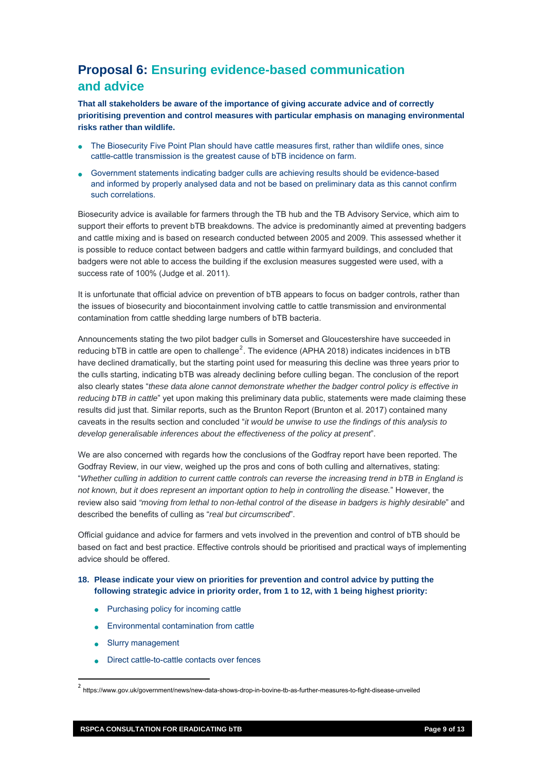## Proposal 6: Ensuring evidence-based communication and advice

**That all stakeholders be aware of the importance of giving accurate advice and of correctly prioritising prevention and control measures with particular emphasis on managing environmental risks rather than wildlife.**

- The Biosecurity Five Point Plan should have cattle measures first, rather than wildlife ones, since cattle-cattle transmission is the greatest cause of bTB incidence on farm.
- Government statements indicating badger culls are achieving results should be evidence-based and informed by properly analysed data and not be based on preliminary data as this cannot confirm such correlations.

Biosecurity advice is available for farmers through the TB hub and the TB Advisory Service, which aim to support their efforts to prevent bTB breakdowns. The advice is predominantly aimed at preventing badgers and cattle mixing and is based on research conducted between 2005 and 2009. This assessed whether it is possible to reduce contact between badgers and cattle within farmyard buildings, and concluded that badgers were not able to access the building if the exclusion measures suggested were used, with a success rate of 100% (Judge et al. 2011).

It is unfortunate that official advice on prevention of bTB appears to focus on badger controls, rather than the issues of biosecurity and biocontainment involving cattle to cattle transmission and environmental contamination from cattle shedding large numbers of bTB bacteria.

Announcements stating the two pilot badger culls in Somerset and Gloucestershire have succeeded in reducing bTB in cattle are open to challenge[2]. The evidence (APHA 2018) indicates incidences in bTB have declined dramatically, but the starting point used for measuring this decline was three years prior to the culls starting, indicating bTB was already declining before culling began. The conclusion of the report also clearly states "*these data alone cannot demonstrate whether the badger control policy is effective in reducing bTB in cattle*" yet upon making this preliminary data public, statements were made claiming these results did just that. Similar reports, such as the Brunton Report (Brunton et al. 2017) contained many caveats in the results section and concluded "*it would be unwise to use the findings of this analysis to develop generalisable inferences about the effectiveness of the policy at present*".

We are also concerned with regards how the conclusions of the Godfray report have been reported. The Godfray Review, in our view, weighed up the pros and cons of both culling and alternatives, stating: "*Whether culling in addition to current cattle controls can reverse the increasing trend in bTB in England is not known, but it does represent an important option to help in controlling the disease.*" However, the review also said *"moving from lethal to non-lethal control of the disease in badgers is highly desirable*" and described the benefits of culling as "*real but circumscribed*".

Official guidance and advice for farmers and vets involved in the prevention and control of bTB should be based on fact and best practice. Effective controls should be prioritised and practical ways of implementing advice should be offered.

**18. Please indicate your view on priorities for prevention and control advice by putting the following strategic advice in priority order, from 1 to 12, with 1 being highest priority:**

- Purchasing policy for incoming cattle
- Environmental contamination from cattle
- Slurry management
- Direct cattle-to-cattle contacts over fences

[2] https://www.gov.uk/government/news/new-data-shows-drop-in-bovine-tb-as-further-measures-to-fight-disease-unveiled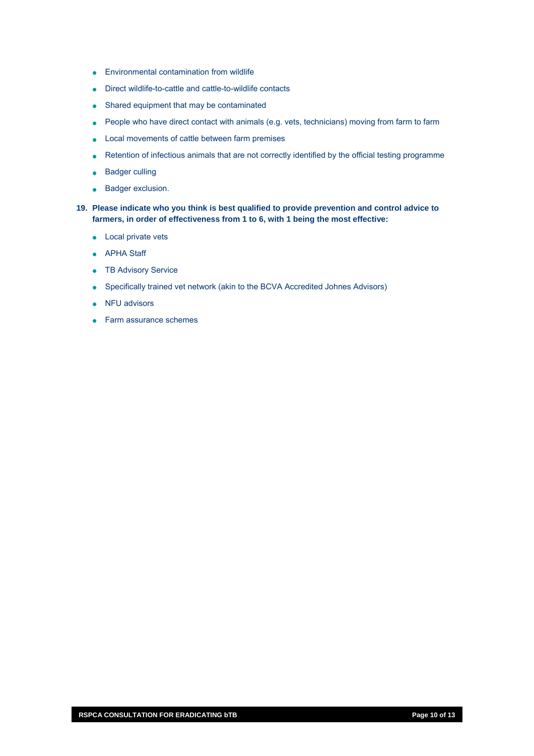- Environmental contamination from wildlife
- Direct wildlife-to-cattle and cattle-to-wildlife contacts
- Shared equipment that may be contaminated
- People who have direct contact with animals (e.g. vets, technicians) moving from farm to farm
- Local movements of cattle between farm premises
- Retention of infectious animals that are not correctly identified by the official testing programme
- Badger culling
- Badger exclusion.

**19. Please indicate who you think is best qualified to provide prevention and control advice to farmers, in order of effectiveness from 1 to 6, with 1 being the most effective:**

- Local private vets
- APHA Staff
- TB Advisory Service
- Specifically trained vet network (akin to the BCVA Accredited Johnes Advisors)
- NFU advisors
- Farm assurance schemes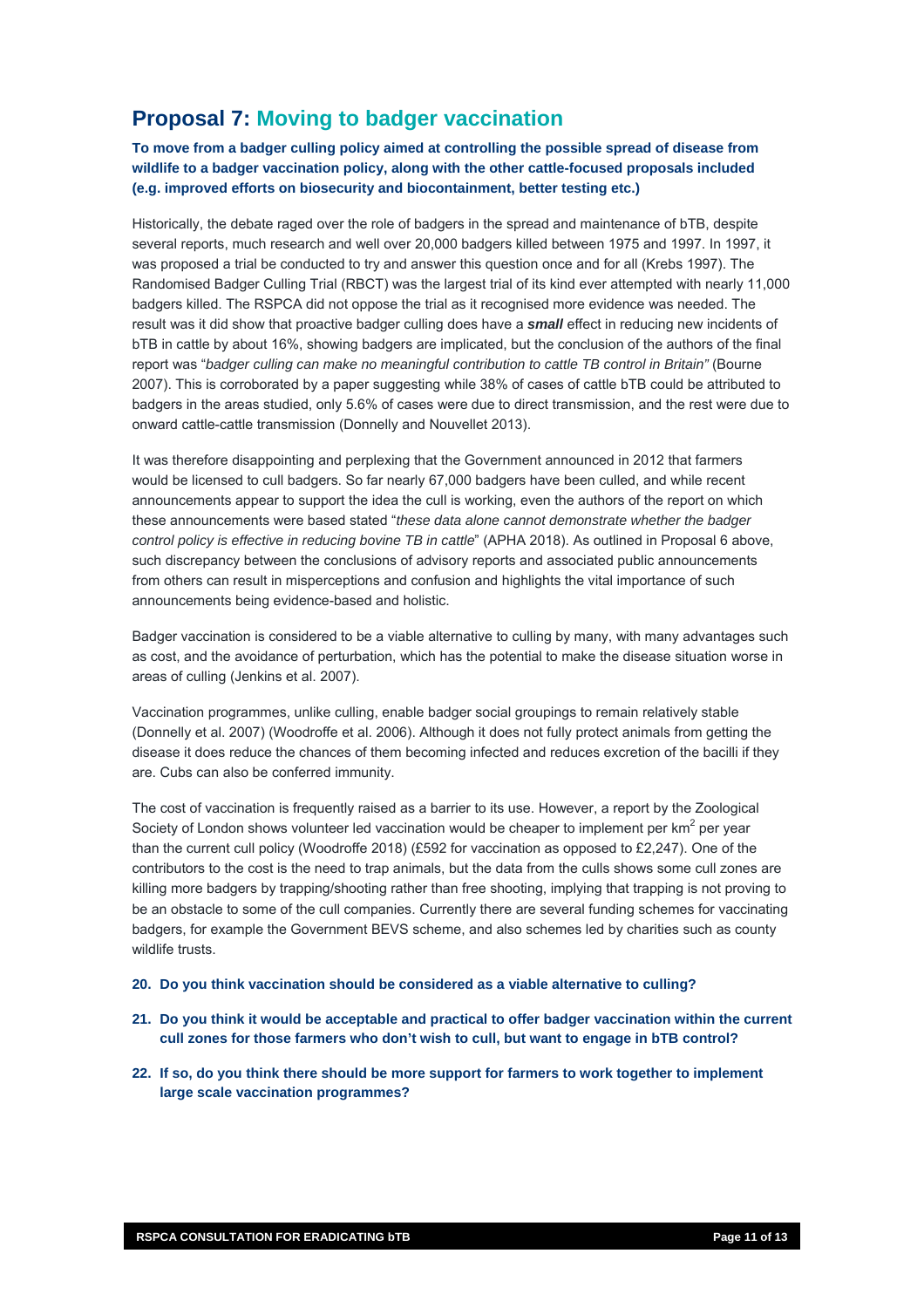## Proposal 7: Moving to badger vaccination

**To move from a badger culling policy aimed at controlling the possible spread of disease from wildlife to a badger vaccination policy, along with the other cattle-focused proposals included (e.g. improved efforts on biosecurity and biocontainment, better testing etc.)**

Historically, the debate raged over the role of badgers in the spread and maintenance of bTB, despite several reports, much research and well over 20,000 badgers killed between 1975 and 1997. In 1997, it was proposed a trial be conducted to try and answer this question once and for all (Krebs 1997). The Randomised Badger Culling Trial (RBCT) was the largest trial of its kind ever attempted with nearly 11,000 badgers killed. The RSPCA did not oppose the trial as it recognised more evidence was needed. The result was it did show that proactive badger culling does have a ***small*** effect in reducing new incidents of bTB in cattle by about 16%, showing badgers are implicated, but the conclusion of the authors of the final report was "*badger culling can make no meaningful contribution to cattle TB control in Britain"* (Bourne 2007). This is corroborated by a paper suggesting while 38% of cases of cattle bTB could be attributed to badgers in the areas studied, only 5.6% of cases were due to direct transmission, and the rest were due to onward cattle-cattle transmission (Donnelly and Nouvellet 2013).

It was therefore disappointing and perplexing that the Government announced in 2012 that farmers would be licensed to cull badgers. So far nearly 67,000 badgers have been culled, and while recent announcements appear to support the idea the cull is working, even the authors of the report on which these announcements were based stated "*these data alone cannot demonstrate whether the badger control policy is effective in reducing bovine TB in cattle*" (APHA 2018). As outlined in Proposal 6 above, such discrepancy between the conclusions of advisory reports and associated public announcements from others can result in misperceptions and confusion and highlights the vital importance of such announcements being evidence-based and holistic.

Badger vaccination is considered to be a viable alternative to culling by many, with many advantages such as cost, and the avoidance of perturbation, which has the potential to make the disease situation worse in areas of culling (Jenkins et al. 2007).

Vaccination programmes, unlike culling, enable badger social groupings to remain relatively stable (Donnelly et al. 2007) (Woodroffe et al. 2006). Although it does not fully protect animals from getting the disease it does reduce the chances of them becoming infected and reduces excretion of the bacilli if they are. Cubs can also be conferred immunity.

The cost of vaccination is frequently raised as a barrier to its use. However, a report by the Zoological Society of London shows volunteer led vaccination would be cheaper to implement per km$^2$ per year than the current cull policy (Woodroffe 2018) (£592 for vaccination as opposed to £2,247). One of the contributors to the cost is the need to trap animals, but the data from the culls shows some cull zones are killing more badgers by trapping/shooting rather than free shooting, implying that trapping is not proving to be an obstacle to some of the cull companies. Currently there are several funding schemes for vaccinating badgers, for example the Government BEVS scheme, and also schemes led by charities such as county wildlife trusts.

20. **Do you think vaccination should be considered as a viable alternative to culling?**

21. **Do you think it would be acceptable and practical to offer badger vaccination within the current cull zones for those farmers who don't wish to cull, but want to engage in bTB control?**

22. **If so, do you think there should be more support for farmers to work together to implement large scale vaccination programmes?**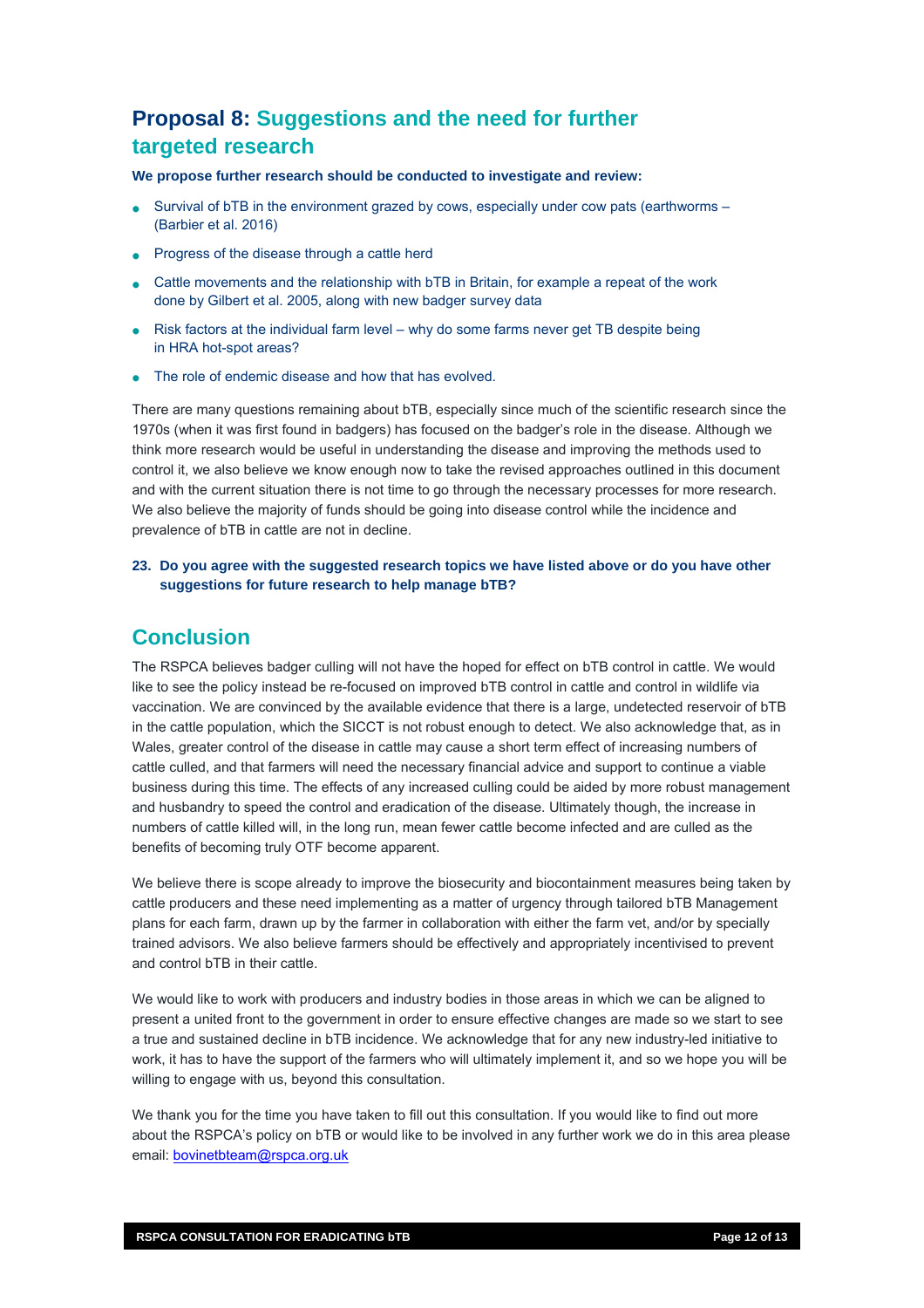## Proposal 8: Suggestions and the need for further targeted research

**We propose further research should be conducted to investigate and review:**

- Survival of bTB in the environment grazed by cows, especially under cow pats (earthworms – (Barbier et al. 2016)
- Progress of the disease through a cattle herd
- Cattle movements and the relationship with bTB in Britain, for example a repeat of the work done by Gilbert et al. 2005, along with new badger survey data
- Risk factors at the individual farm level – why do some farms never get TB despite being in HRA hot-spot areas?
- The role of endemic disease and how that has evolved.

There are many questions remaining about bTB, especially since much of the scientific research since the 1970s (when it was first found in badgers) has focused on the badger's role in the disease. Although we think more research would be useful in understanding the disease and improving the methods used to control it, we also believe we know enough now to take the revised approaches outlined in this document and with the current situation there is not time to go through the necessary processes for more research. We also believe the majority of funds should be going into disease control while the incidence and prevalence of bTB in cattle are not in decline.

**23. Do you agree with the suggested research topics we have listed above or do you have other suggestions for future research to help manage bTB?**

## Conclusion

The RSPCA believes badger culling will not have the hoped for effect on bTB control in cattle. We would like to see the policy instead be re-focused on improved bTB control in cattle and control in wildlife via vaccination. We are convinced by the available evidence that there is a large, undetected reservoir of bTB in the cattle population, which the SICCT is not robust enough to detect. We also acknowledge that, as in Wales, greater control of the disease in cattle may cause a short term effect of increasing numbers of cattle culled, and that farmers will need the necessary financial advice and support to continue a viable business during this time. The effects of any increased culling could be aided by more robust management and husbandry to speed the control and eradication of the disease. Ultimately though, the increase in numbers of cattle killed will, in the long run, mean fewer cattle become infected and are culled as the benefits of becoming truly OTF become apparent.

We believe there is scope already to improve the biosecurity and biocontainment measures being taken by cattle producers and these need implementing as a matter of urgency through tailored bTB Management plans for each farm, drawn up by the farmer in collaboration with either the farm vet, and/or by specially trained advisors. We also believe farmers should be effectively and appropriately incentivised to prevent and control bTB in their cattle.

We would like to work with producers and industry bodies in those areas in which we can be aligned to present a united front to the government in order to ensure effective changes are made so we start to see a true and sustained decline in bTB incidence. We acknowledge that for any new industry-led initiative to work, it has to have the support of the farmers who will ultimately implement it, and so we hope you will be willing to engage with us, beyond this consultation.

We thank you for the time you have taken to fill out this consultation. If you would like to find out more about the RSPCA's policy on bTB or would like to be involved in any further work we do in this area please email: bovinetbteam@rspca.org.uk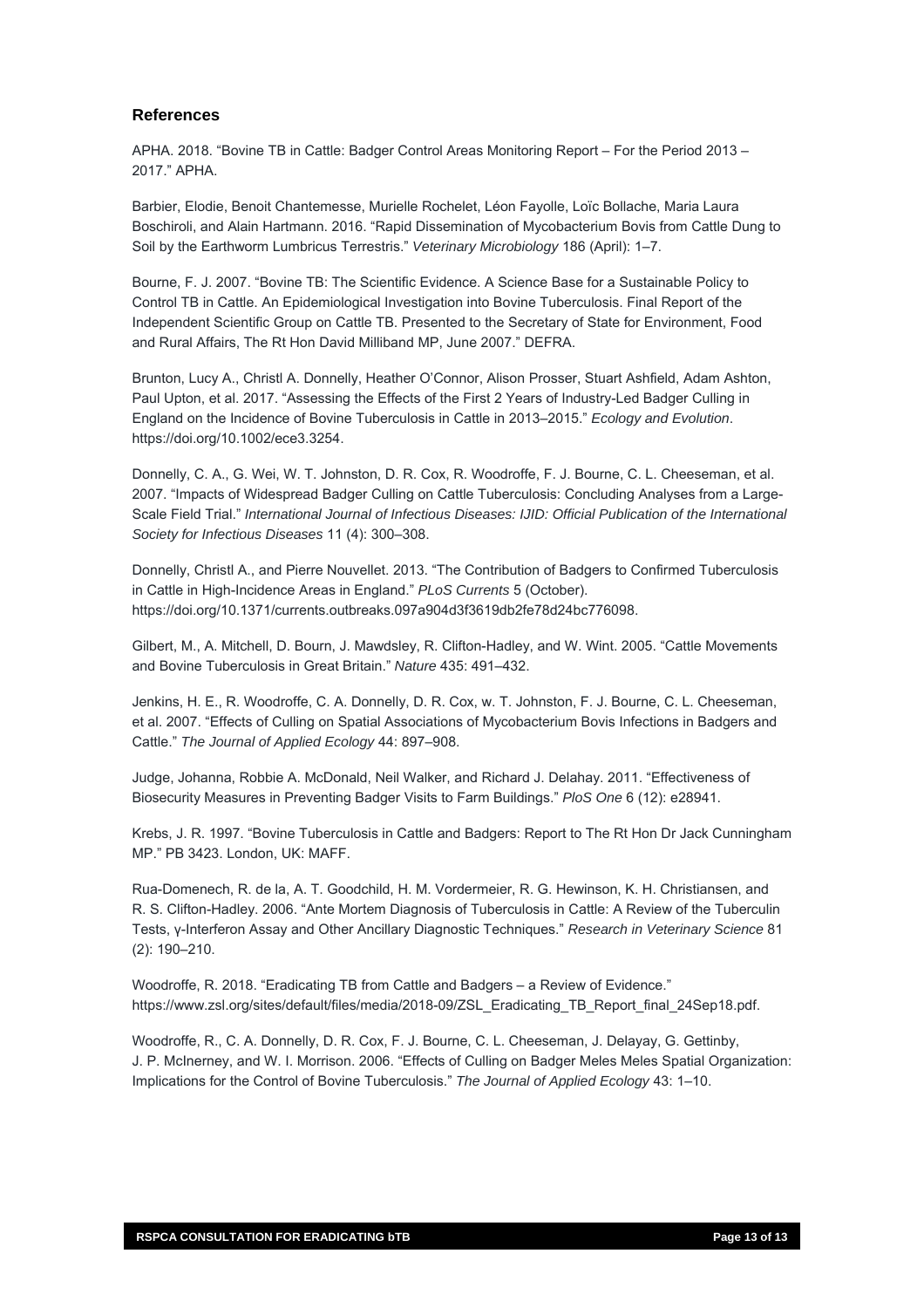## References

APHA. 2018. "Bovine TB in Cattle: Badger Control Areas Monitoring Report – For the Period 2013 – 2017." APHA.

Barbier, Elodie, Benoit Chantemesse, Murielle Rochelet, Léon Fayolle, Loïc Bollache, Maria Laura Boschiroli, and Alain Hartmann. 2016. "Rapid Dissemination of Mycobacterium Bovis from Cattle Dung to Soil by the Earthworm Lumbricus Terrestris." *Veterinary Microbiology* 186 (April): 1–7.

Bourne, F. J. 2007. "Bovine TB: The Scientific Evidence. A Science Base for a Sustainable Policy to Control TB in Cattle. An Epidemiological Investigation into Bovine Tuberculosis. Final Report of the Independent Scientific Group on Cattle TB. Presented to the Secretary of State for Environment, Food and Rural Affairs, The Rt Hon David Milliband MP, June 2007." DEFRA.

Brunton, Lucy A., Christl A. Donnelly, Heather O'Connor, Alison Prosser, Stuart Ashfield, Adam Ashton, Paul Upton, et al. 2017. "Assessing the Effects of the First 2 Years of Industry-Led Badger Culling in England on the Incidence of Bovine Tuberculosis in Cattle in 2013–2015." *Ecology and Evolution*. https://doi.org/10.1002/ece3.3254.

Donnelly, C. A., G. Wei, W. T. Johnston, D. R. Cox, R. Woodroffe, F. J. Bourne, C. L. Cheeseman, et al. 2007. "Impacts of Widespread Badger Culling on Cattle Tuberculosis: Concluding Analyses from a Large-Scale Field Trial." *International Journal of Infectious Diseases: IJID: Official Publication of the International Society for Infectious Diseases* 11 (4): 300–308.

Donnelly, Christl A., and Pierre Nouvellet. 2013. "The Contribution of Badgers to Confirmed Tuberculosis in Cattle in High-Incidence Areas in England." *PLoS Currents* 5 (October). https://doi.org/10.1371/currents.outbreaks.097a904d3f3619db2fe78d24bc776098.

Gilbert, M., A. Mitchell, D. Bourn, J. Mawdsley, R. Clifton-Hadley, and W. Wint. 2005. "Cattle Movements and Bovine Tuberculosis in Great Britain." *Nature* 435: 491–432.

Jenkins, H. E., R. Woodroffe, C. A. Donnelly, D. R. Cox, w. T. Johnston, F. J. Bourne, C. L. Cheeseman, et al. 2007. "Effects of Culling on Spatial Associations of Mycobacterium Bovis Infections in Badgers and Cattle." *The Journal of Applied Ecology* 44: 897–908.

Judge, Johanna, Robbie A. McDonald, Neil Walker, and Richard J. Delahay. 2011. "Effectiveness of Biosecurity Measures in Preventing Badger Visits to Farm Buildings." *PloS One* 6 (12): e28941.

Krebs, J. R. 1997. "Bovine Tuberculosis in Cattle and Badgers: Report to The Rt Hon Dr Jack Cunningham MP." PB 3423. London, UK: MAFF.

Rua-Domenech, R. de la, A. T. Goodchild, H. M. Vordermeier, R. G. Hewinson, K. H. Christiansen, and R. S. Clifton-Hadley. 2006. "Ante Mortem Diagnosis of Tuberculosis in Cattle: A Review of the Tuberculin Tests, γ-Interferon Assay and Other Ancillary Diagnostic Techniques." *Research in Veterinary Science* 81 (2): 190–210.

Woodroffe, R. 2018. "Eradicating TB from Cattle and Badgers – a Review of Evidence." https://www.zsl.org/sites/default/files/media/2018-09/ZSL_Eradicating_TB_Report_final_24Sep18.pdf.

Woodroffe, R., C. A. Donnelly, D. R. Cox, F. J. Bourne, C. L. Cheeseman, J. Delayay, G. Gettinby, J. P. McInerney, and W. I. Morrison. 2006. "Effects of Culling on Badger Meles Meles Spatial Organization: Implications for the Control of Bovine Tuberculosis." *The Journal of Applied Ecology* 43: 1–10.